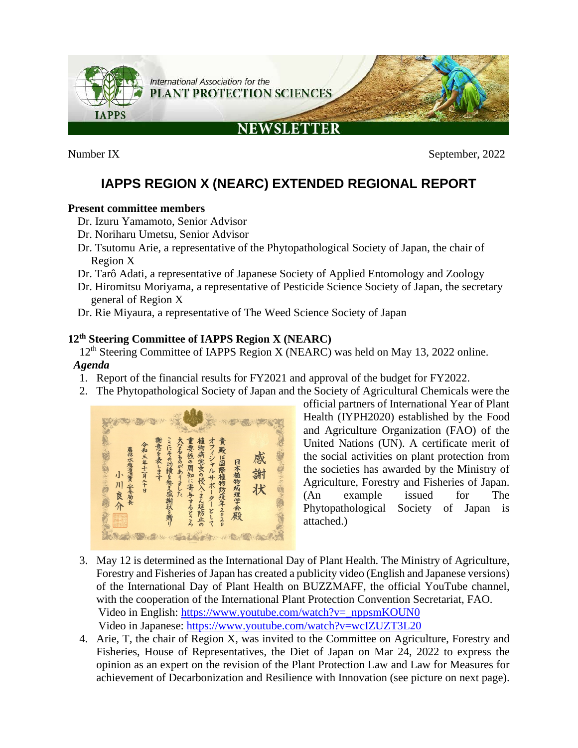International Association for the PLANT PROTECTION SCIENCES

IAPPS

NEWSLETTER

Number IX September, 2022

# IAPPS REGION X (NEARC) EXTENDED REGIONAL REPORT

**Present committee members**

Dr. Izuru Yamamoto, Senior Advisor
Dr. Noriharu Umetsu, Senior Advisor
Dr. Tsutomu Arie, a representative of the Phytopathological Society of Japan, the chair of Region X
Dr. Tarô Adati, a representative of Japanese Society of Applied Entomology and Zoology
Dr. Hiromitsu Moriyama, a representative of Pesticide Science Society of Japan, the secretary general of Region X
Dr. Rie Miyaura, a representative of The Weed Science Society of Japan

## 12th Steering Committee of IAPPS Region X (NEARC)

12th Steering Committee of IAPPS Region X (NEARC) was held on May 13, 2022 online.

***Agenda***

1. Report of the financial results for FY2021 and approval of the budget for FY2022.
2. The Phytopathological Society of Japan and the Society of Agricultural Chemicals were the official partners of International Year of Plant Health (IYPH2020) established by the Food and Agriculture Organization (FAO) of the United Nations (UN). A certificate merit of the social activities on plant protection from the societies has awarded by the Ministry of Agriculture, Forestry and Fisheries of Japan. (An example issued for The Phytopathological Society of Japan is attached.)

   感謝状

   日本植物病理学会殿

   貴殿は国際植物防疫年2020オフィシャルサポーターとして植物病害虫の侵入・まん延防止の重要性の周知に寄与するところ大なるものがありました
   ここにその功績を称え感謝状を贈り謝意を表します

   令和三年十二月二十日

   農林水産省消費・安全局長 小川良介

3. May 12 is determined as the International Day of Plant Health. The Ministry of Agriculture, Forestry and Fisheries of Japan has created a publicity video (English and Japanese versions) of the International Day of Plant Health on BUZZMAFF, the official YouTube channel, with the cooperation of the International Plant Protection Convention Secretariat, FAO.
   Video in English: https://www.youtube.com/watch?v=_nppsmKOUN0
   Video in Japanese: https://www.youtube.com/watch?v=wcIZUZT3L20
4. Arie, T, the chair of Region X, was invited to the Committee on Agriculture, Forestry and Fisheries, House of Representatives, the Diet of Japan on Mar 24, 2022 to express the opinion as an expert on the revision of the Plant Protection Law and Law for Measures for achievement of Decarbonization and Resilience with Innovation (see picture on next page).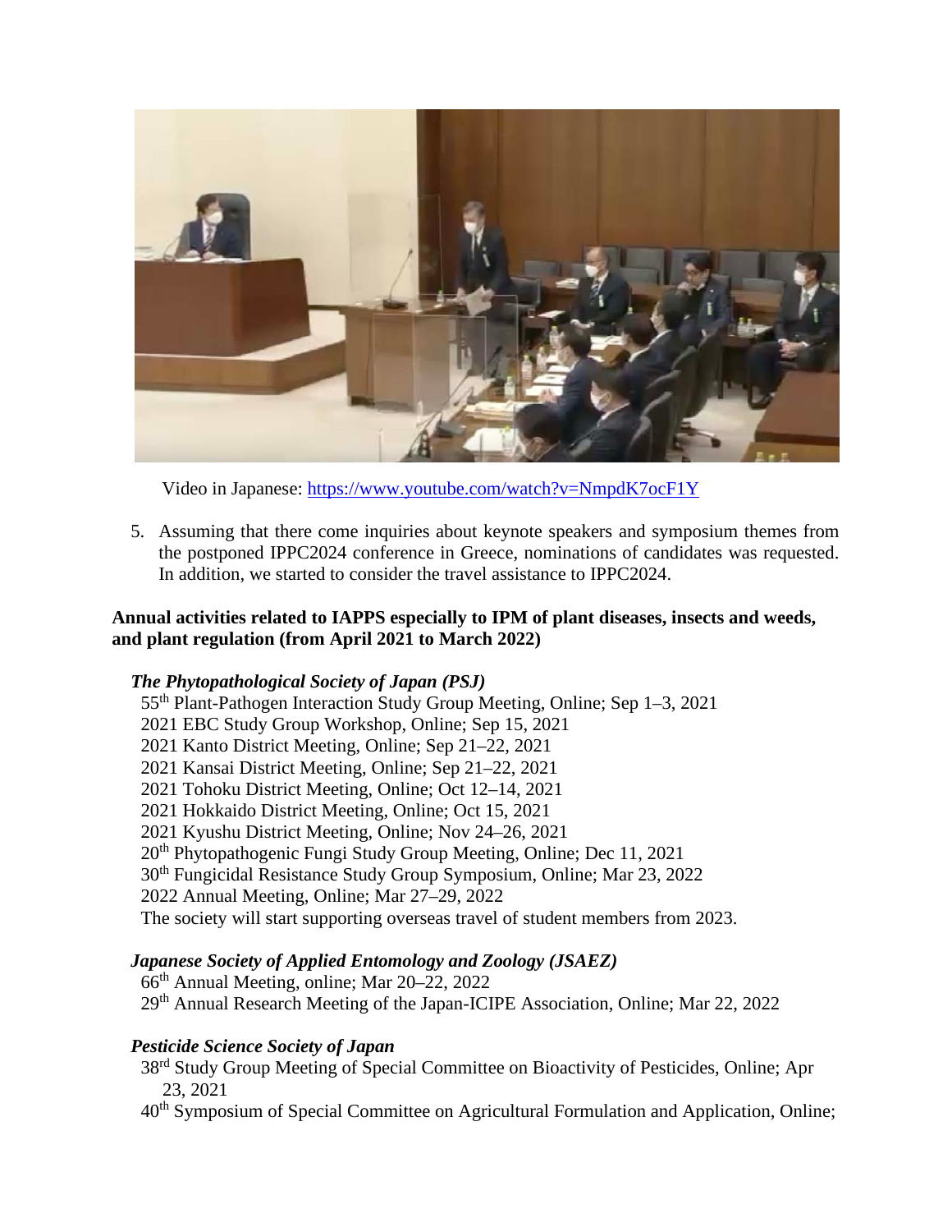Video in Japanese: https://www.youtube.com/watch?v=NmpdK7ocF1Y

5. Assuming that there come inquiries about keynote speakers and symposium themes from the postponed IPPC2024 conference in Greece, nominations of candidates was requested. In addition, we started to consider the travel assistance to IPPC2024.

**Annual activities related to IAPPS especially to IPM of plant diseases, insects and weeds, and plant regulation (from April 2021 to March 2022)**

***The Phytopathological Society of Japan (PSJ)***

55th Plant-Pathogen Interaction Study Group Meeting, Online; Sep 1–3, 2021
2021 EBC Study Group Workshop, Online; Sep 15, 2021
2021 Kanto District Meeting, Online; Sep 21–22, 2021
2021 Kansai District Meeting, Online; Sep 21–22, 2021
2021 Tohoku District Meeting, Online; Oct 12–14, 2021
2021 Hokkaido District Meeting, Online; Oct 15, 2021
2021 Kyushu District Meeting, Online; Nov 24–26, 2021
20th Phytopathogenic Fungi Study Group Meeting, Online; Dec 11, 2021
30th Fungicidal Resistance Study Group Symposium, Online; Mar 23, 2022
2022 Annual Meeting, Online; Mar 27–29, 2022
The society will start supporting overseas travel of student members from 2023.

***Japanese Society of Applied Entomology and Zoology (JSAEZ)***

66th Annual Meeting, online; Mar 20–22, 2022
29th Annual Research Meeting of the Japan-ICIPE Association, Online; Mar 22, 2022

***Pesticide Science Society of Japan***

38rd Study Group Meeting of Special Committee on Bioactivity of Pesticides, Online; Apr 23, 2021
40th Symposium of Special Committee on Agricultural Formulation and Application, Online;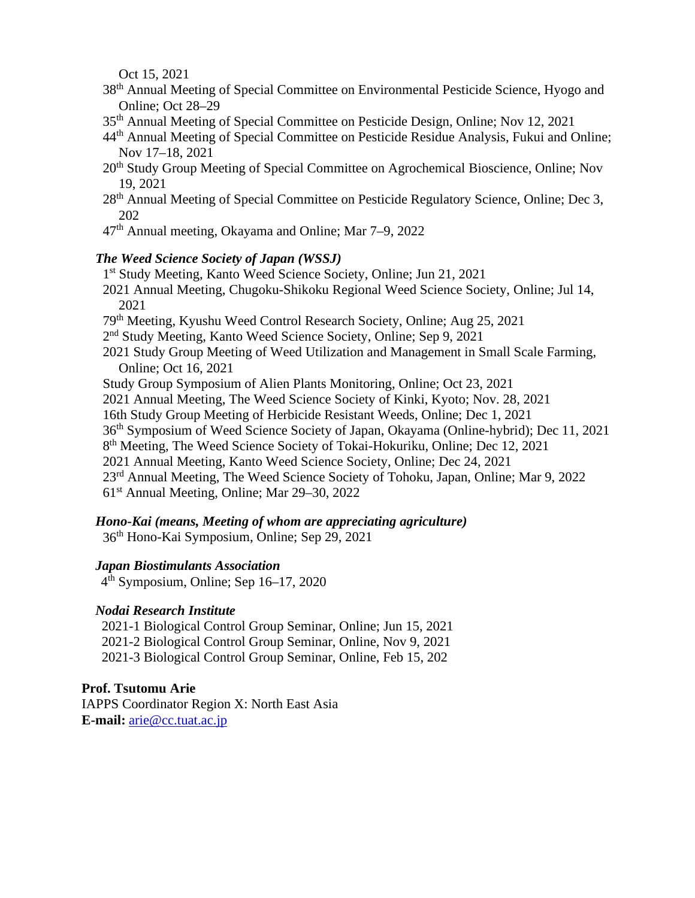Oct 15, 2021

38th Annual Meeting of Special Committee on Environmental Pesticide Science, Hyogo and Online; Oct 28–29

35th Annual Meeting of Special Committee on Pesticide Design, Online; Nov 12, 2021

44th Annual Meeting of Special Committee on Pesticide Residue Analysis, Fukui and Online; Nov 17–18, 2021

20th Study Group Meeting of Special Committee on Agrochemical Bioscience, Online; Nov 19, 2021

28th Annual Meeting of Special Committee on Pesticide Regulatory Science, Online; Dec 3, 202

47th Annual meeting, Okayama and Online; Mar 7–9, 2022

***The Weed Science Society of Japan (WSSJ)***

1st Study Meeting, Kanto Weed Science Society, Online; Jun 21, 2021

2021 Annual Meeting, Chugoku-Shikoku Regional Weed Science Society, Online; Jul 14, 2021

79th Meeting, Kyushu Weed Control Research Society, Online; Aug 25, 2021

2nd Study Meeting, Kanto Weed Science Society, Online; Sep 9, 2021

2021 Study Group Meeting of Weed Utilization and Management in Small Scale Farming, Online; Oct 16, 2021

Study Group Symposium of Alien Plants Monitoring, Online; Oct 23, 2021

2021 Annual Meeting, The Weed Science Society of Kinki, Kyoto; Nov. 28, 2021

16th Study Group Meeting of Herbicide Resistant Weeds, Online; Dec 1, 2021

36th Symposium of Weed Science Society of Japan, Okayama (Online-hybrid); Dec 11, 2021

8th Meeting, The Weed Science Society of Tokai-Hokuriku, Online; Dec 12, 2021

2021 Annual Meeting, Kanto Weed Science Society, Online; Dec 24, 2021

23rd Annual Meeting, The Weed Science Society of Tohoku, Japan, Online; Mar 9, 2022

61st Annual Meeting, Online; Mar 29–30, 2022

***Hono-Kai (means, Meeting of whom are appreciating agriculture)***

36th Hono-Kai Symposium, Online; Sep 29, 2021

***Japan Biostimulants Association***

4th Symposium, Online; Sep 16–17, 2020

***Nodai Research Institute***

2021-1 Biological Control Group Seminar, Online; Jun 15, 2021

2021-2 Biological Control Group Seminar, Online, Nov 9, 2021

2021-3 Biological Control Group Seminar, Online, Feb 15, 202

**Prof. Tsutomu Arie**
IAPPS Coordinator Region X: North East Asia
**E-mail:** arie@cc.tuat.ac.jp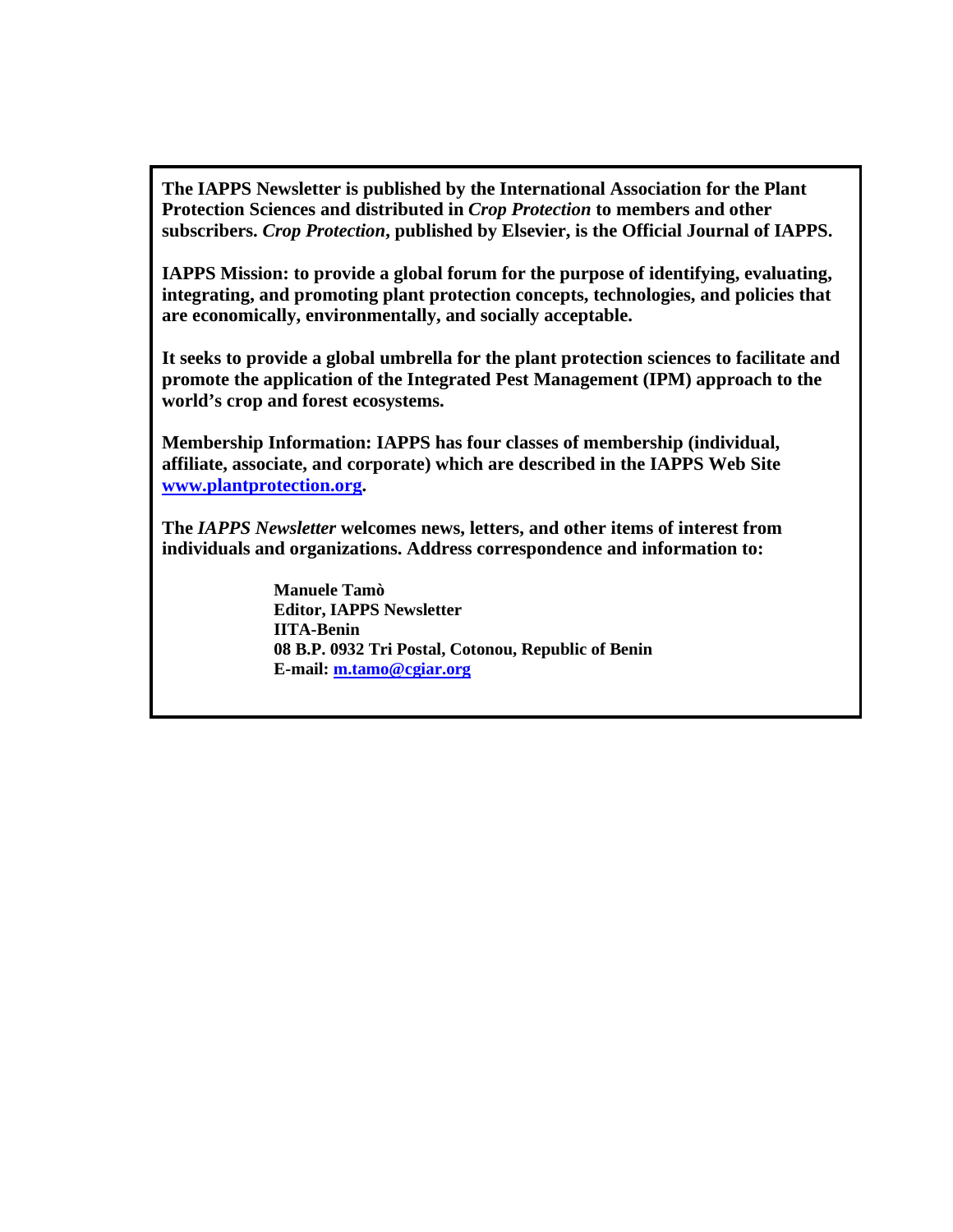**The IAPPS Newsletter is published by the International Association for the Plant Protection Sciences and distributed in *Crop Protection* to members and other subscribers. *Crop Protection*, published by Elsevier, is the Official Journal of IAPPS.**

**IAPPS Mission: to provide a global forum for the purpose of identifying, evaluating, integrating, and promoting plant protection concepts, technologies, and policies that are economically, environmentally, and socially acceptable.**

**It seeks to provide a global umbrella for the plant protection sciences to facilitate and promote the application of the Integrated Pest Management (IPM) approach to the world's crop and forest ecosystems.**

**Membership Information: IAPPS has four classes of membership (individual, affiliate, associate, and corporate) which are described in the IAPPS Web Site [www.plantprotection.org](http://www.plantprotection.org).**

**The *IAPPS Newsletter* welcomes news, letters, and other items of interest from individuals and organizations. Address correspondence and information to:**

**Manuele Tamò**
**Editor, IAPPS Newsletter**
**IITA-Benin**
**08 B.P. 0932 Tri Postal, Cotonou, Republic of Benin**
**E-mail: [m.tamo@cgiar.org](mailto:m.tamo@cgiar.org)**